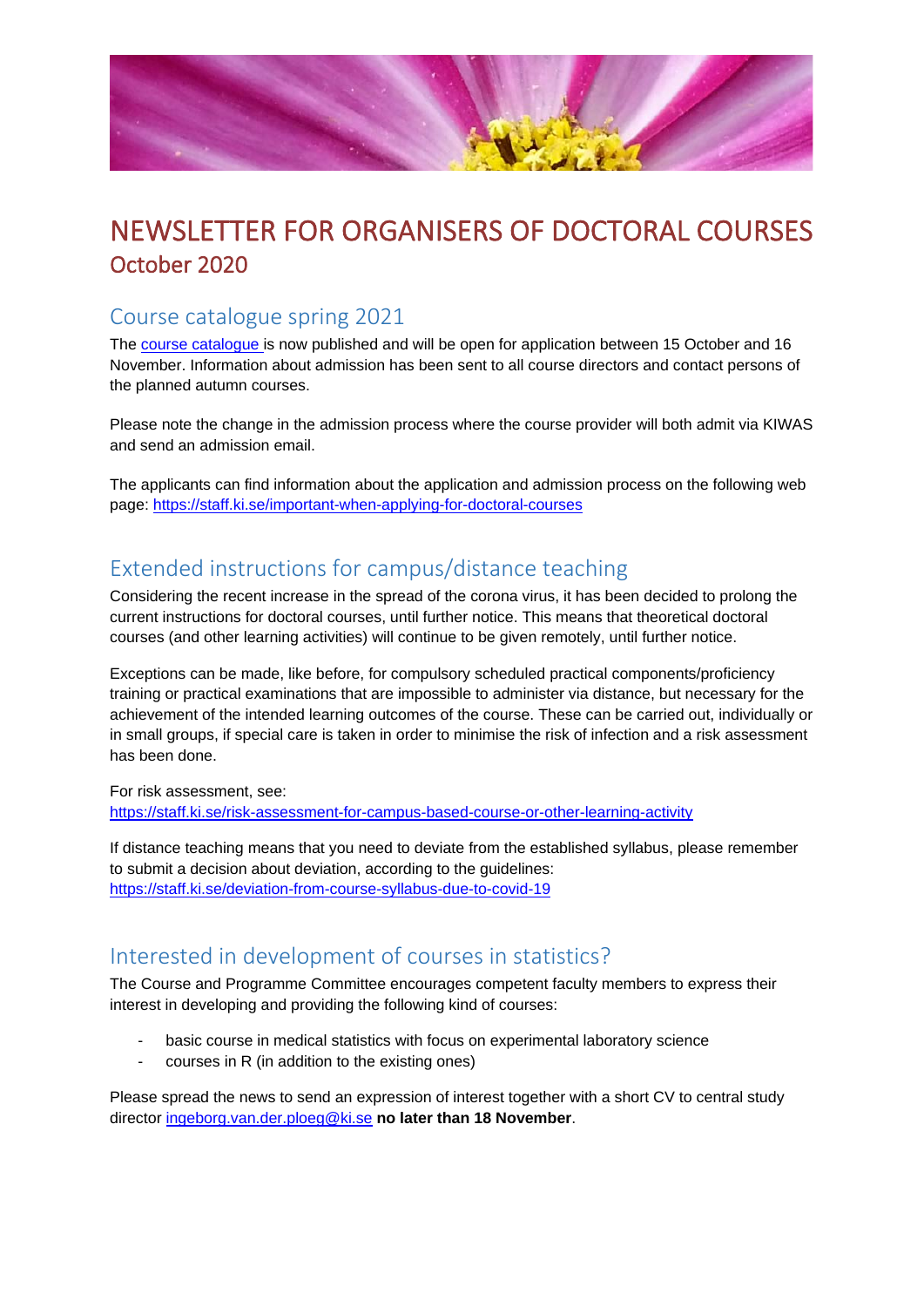# NEWSLETTER FOR ORGANISERS OF DOCTORAL COURSES

## October 2020

## Course catalogue spring 2021

The course catalogue is now published and will be open for application between 15 October and 16 November. Information about admission has been sent to all course directors and contact persons of the planned autumn courses.

Please note the change in the admission process where the course provider will both admit via KIWAS and send an admission email.

The applicants can find information about the application and admission process on the following web page: https://staff.ki.se/important-when-applying-for-doctoral-courses

## Extended instructions for campus/distance teaching

Considering the recent increase in the spread of the corona virus, it has been decided to prolong the current instructions for doctoral courses, until further notice. This means that theoretical doctoral courses (and other learning activities) will continue to be given remotely, until further notice.

Exceptions can be made, like before, for compulsory scheduled practical components/proficiency training or practical examinations that are impossible to administer via distance, but necessary for the achievement of the intended learning outcomes of the course. These can be carried out, individually or in small groups, if special care is taken in order to minimise the risk of infection and a risk assessment has been done.

For risk assessment, see:
https://staff.ki.se/risk-assessment-for-campus-based-course-or-other-learning-activity

If distance teaching means that you need to deviate from the established syllabus, please remember to submit a decision about deviation, according to the guidelines:
https://staff.ki.se/deviation-from-course-syllabus-due-to-covid-19

## Interested in development of courses in statistics?

The Course and Programme Committee encourages competent faculty members to express their interest in developing and providing the following kind of courses:

- basic course in medical statistics with focus on experimental laboratory science
- courses in R (in addition to the existing ones)

Please spread the news to send an expression of interest together with a short CV to central study director ingeborg.van.der.ploeg@ki.se **no later than 18 November**.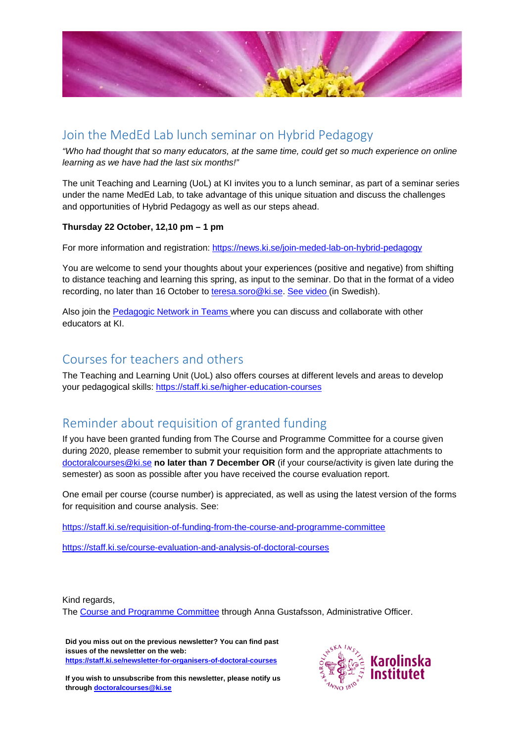## Join the MedEd Lab lunch seminar on Hybrid Pedagogy

*"Who had thought that so many educators, at the same time, could get so much experience on online learning as we have had the last six months!"*

The unit Teaching and Learning (UoL) at KI invites you to a lunch seminar, as part of a seminar series under the name MedEd Lab, to take advantage of this unique situation and discuss the challenges and opportunities of Hybrid Pedagogy as well as our steps ahead.

**Thursday 22 October, 12,10 pm – 1 pm**

For more information and registration: https://news.ki.se/join-meded-lab-on-hybrid-pedagogy

You are welcome to send your thoughts about your experiences (positive and negative) from shifting to distance teaching and learning this spring, as input to the seminar. Do that in the format of a video recording, no later than 16 October to teresa.soro@ki.se. See video (in Swedish).

Also join the Pedagogic Network in Teams where you can discuss and collaborate with other educators at KI.

## Courses for teachers and others

The Teaching and Learning Unit (UoL) also offers courses at different levels and areas to develop your pedagogical skills: https://staff.ki.se/higher-education-courses

## Reminder about requisition of granted funding

If you have been granted funding from The Course and Programme Committee for a course given during 2020, please remember to submit your requisition form and the appropriate attachments to doctoralcourses@ki.se **no later than 7 December OR** (if your course/activity is given late during the semester) as soon as possible after you have received the course evaluation report.

One email per course (course number) is appreciated, as well as using the latest version of the forms for requisition and course analysis. See:

https://staff.ki.se/requisition-of-funding-from-the-course-and-programme-committee

https://staff.ki.se/course-evaluation-and-analysis-of-doctoral-courses

Kind regards,
The Course and Programme Committee through Anna Gustafsson, Administrative Officer.

**Did you miss out on the previous newsletter? You can find past issues of the newsletter on the web: https://staff.ki.se/newsletter-for-organisers-of-doctoral-courses**

**If you wish to unsubscribe from this newsletter, please notify us through doctoralcourses@ki.se**

Karolinska Institutet